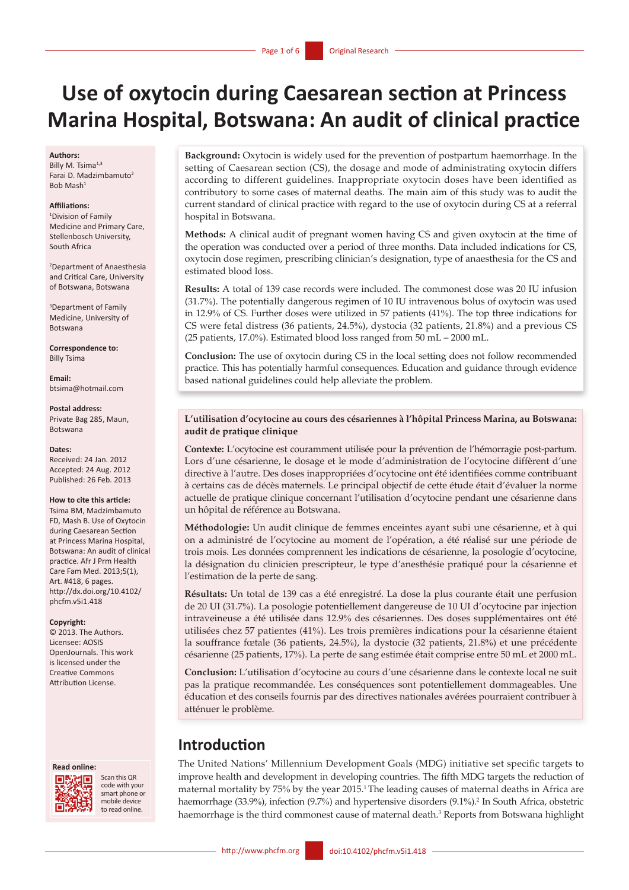# Use of oxytocin during Caesarean section at Princess Marina Hospital, Botswana: An audit of clinical practice

**Authors:**
Billy M. Tsima[1,3]
Farai D. Madzimbamuto[2]
Bob Mash[1]

**Affiliations:**
[1]Division of Family Medicine and Primary Care, Stellenbosch University, South Africa

[2]Department of Anaesthesia and Critical Care, University of Botswana, Botswana

[3]Department of Family Medicine, University of Botswana

**Correspondence to:**
Billy Tsima

**Email:**
btsima@hotmail.com

**Postal address:**
Private Bag 285, Maun, Botswana

**Dates:**
Received: 24 Jan. 2012
Accepted: 24 Aug. 2012
Published: 26 Feb. 2013

**How to cite this article:**
Tsima BM, Madzimbamuto FD, Mash B. Use of Oxytocin during Caesarean Section at Princess Marina Hospital, Botswana: An audit of clinical practice. Afr J Prm Health Care Fam Med. 2013;5(1), Art. #418, 6 pages. http://dx.doi.org/10.4102/phcfm.v5i1.418

**Copyright:**
© 2013. The Authors. Licensee: AOSIS OpenJournals. This work is licensed under the Creative Commons Attribution License.

**Read online:**
Scan this QR code with your smart phone or mobile device to read online.

**Background:** Oxytocin is widely used for the prevention of postpartum haemorrhage. In the setting of Caesarean section (CS), the dosage and mode of administrating oxytocin differs according to different guidelines. Inappropriate oxytocin doses have been identified as contributory to some cases of maternal deaths. The main aim of this study was to audit the current standard of clinical practice with regard to the use of oxytocin during CS at a referral hospital in Botswana.

**Methods:** A clinical audit of pregnant women having CS and given oxytocin at the time of the operation was conducted over a period of three months. Data included indications for CS, oxytocin dose regimen, prescribing clinician's designation, type of anaesthesia for the CS and estimated blood loss.

**Results:** A total of 139 case records were included. The commonest dose was 20 IU infusion (31.7%). The potentially dangerous regimen of 10 IU intravenous bolus of oxytocin was used in 12.9% of CS. Further doses were utilized in 57 patients (41%). The top three indications for CS were fetal distress (36 patients, 24.5%), dystocia (32 patients, 21.8%) and a previous CS (25 patients, 17.0%). Estimated blood loss ranged from 50 mL – 2000 mL.

**Conclusion:** The use of oxytocin during CS in the local setting does not follow recommended practice. This has potentially harmful consequences. Education and guidance through evidence based national guidelines could help alleviate the problem.

**L'utilisation d'ocytocine au cours des césariennes à l'hôpital Princess Marina, au Botswana: audit de pratique clinique**

**Contexte:** L'ocytocine est couramment utilisée pour la prévention de l'hémorragie post-partum. Lors d'une césarienne, le dosage et le mode d'administration de l'ocytocine diffèrent d'une directive à l'autre. Des doses inappropriées d'ocytocine ont été identifiées comme contribuant à certains cas de décès maternels. Le principal objectif de cette étude était d'évaluer la norme actuelle de pratique clinique concernant l'utilisation d'ocytocine pendant une césarienne dans un hôpital de référence au Botswana.

**Méthodologie:** Un audit clinique de femmes enceintes ayant subi une césarienne, et à qui on a administré de l'ocytocine au moment de l'opération, a été réalisé sur une période de trois mois. Les données comprennent les indications de césarienne, la posologie d'ocytocine, la désignation du clinicien prescripteur, le type d'anesthésie pratiqué pour la césarienne et l'estimation de la perte de sang.

**Résultats:** Un total de 139 cas a été enregistré. La dose la plus courante était une perfusion de 20 UI (31.7%). La posologie potentiellement dangereuse de 10 UI d'ocytocine par injection intraveineuse a été utilisée dans 12.9% des césariennes. Des doses supplémentaires ont été utilisées chez 57 patientes (41%). Les trois premières indications pour la césarienne étaient la souffrance fœtale (36 patients, 24.5%), la dystocie (32 patients, 21.8%) et une précédente césarienne (25 patients, 17%). La perte de sang estimée était comprise entre 50 mL et 2000 mL.

**Conclusion:** L'utilisation d'ocytocine au cours d'une césarienne dans le contexte local ne suit pas la pratique recommandée. Les conséquences sont potentiellement dommageables. Une éducation et des conseils fournis par des directives nationales avérées pourraient contribuer à atténuer le problème.

## Introduction

The United Nations' Millennium Development Goals (MDG) initiative set specific targets to improve health and development in developing countries. The fifth MDG targets the reduction of maternal mortality by 75% by the year 2015.[1] The leading causes of maternal deaths in Africa are haemorrhage (33.9%), infection (9.7%) and hypertensive disorders (9.1%).[2] In South Africa, obstetric haemorrhage is the third commonest cause of maternal death.[3] Reports from Botswana highlight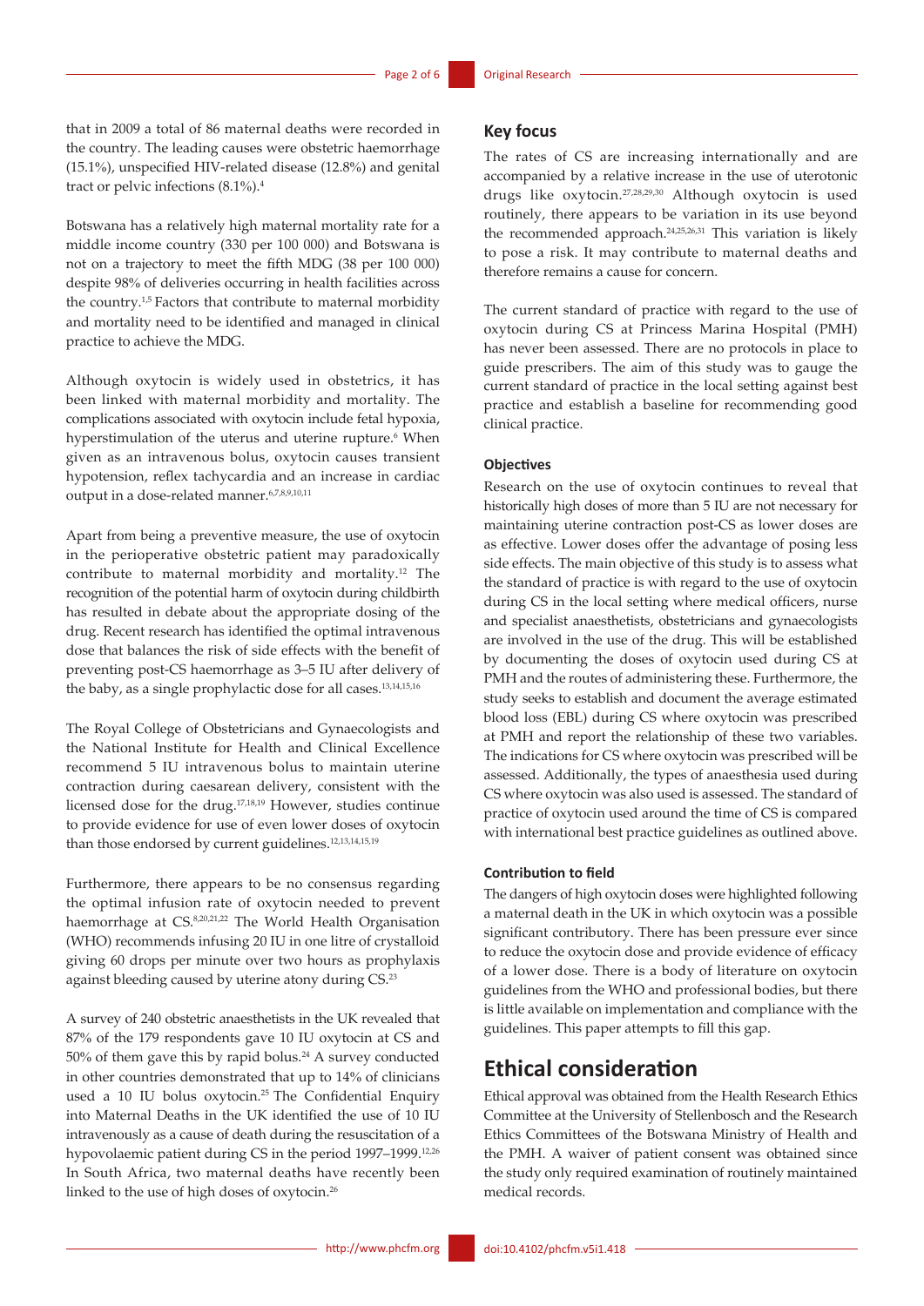that in 2009 a total of 86 maternal deaths were recorded in the country. The leading causes were obstetric haemorrhage (15.1%), unspecified HIV-related disease (12.8%) and genital tract or pelvic infections (8.1%).[4]

Botswana has a relatively high maternal mortality rate for a middle income country (330 per 100 000) and Botswana is not on a trajectory to meet the fifth MDG (38 per 100 000) despite 98% of deliveries occurring in health facilities across the country.[1,5] Factors that contribute to maternal morbidity and mortality need to be identified and managed in clinical practice to achieve the MDG.

Although oxytocin is widely used in obstetrics, it has been linked with maternal morbidity and mortality. The complications associated with oxytocin include fetal hypoxia, hyperstimulation of the uterus and uterine rupture.[6] When given as an intravenous bolus, oxytocin causes transient hypotension, reflex tachycardia and an increase in cardiac output in a dose-related manner.[6,7,8,9,10,11]

Apart from being a preventive measure, the use of oxytocin in the perioperative obstetric patient may paradoxically contribute to maternal morbidity and mortality.[12] The recognition of the potential harm of oxytocin during childbirth has resulted in debate about the appropriate dosing of the drug. Recent research has identified the optimal intravenous dose that balances the risk of side effects with the benefit of preventing post-CS haemorrhage as 3–5 IU after delivery of the baby, as a single prophylactic dose for all cases.[13,14,15,16]

The Royal College of Obstetricians and Gynaecologists and the National Institute for Health and Clinical Excellence recommend 5 IU intravenous bolus to maintain uterine contraction during caesarean delivery, consistent with the licensed dose for the drug.[17,18,19] However, studies continue to provide evidence for use of even lower doses of oxytocin than those endorsed by current guidelines.[12,13,14,15,19]

Furthermore, there appears to be no consensus regarding the optimal infusion rate of oxytocin needed to prevent haemorrhage at CS.[8,20,21,22] The World Health Organisation (WHO) recommends infusing 20 IU in one litre of crystalloid giving 60 drops per minute over two hours as prophylaxis against bleeding caused by uterine atony during CS.[23]

A survey of 240 obstetric anaesthetists in the UK revealed that 87% of the 179 respondents gave 10 IU oxytocin at CS and 50% of them gave this by rapid bolus.[24] A survey conducted in other countries demonstrated that up to 14% of clinicians used a 10 IU bolus oxytocin.[25] The Confidential Enquiry into Maternal Deaths in the UK identified the use of 10 IU intravenously as a cause of death during the resuscitation of a hypovolaemic patient during CS in the period 1997–1999.[12,26] In South Africa, two maternal deaths have recently been linked to the use of high doses of oxytocin.[26]

## Key focus

The rates of CS are increasing internationally and are accompanied by a relative increase in the use of uterotonic drugs like oxytocin.[27,28,29,30] Although oxytocin is used routinely, there appears to be variation in its use beyond the recommended approach.[24,25,26,31] This variation is likely to pose a risk. It may contribute to maternal deaths and therefore remains a cause for concern.

The current standard of practice with regard to the use of oxytocin during CS at Princess Marina Hospital (PMH) has never been assessed. There are no protocols in place to guide prescribers. The aim of this study was to gauge the current standard of practice in the local setting against best practice and establish a baseline for recommending good clinical practice.

### Objectives

Research on the use of oxytocin continues to reveal that historically high doses of more than 5 IU are not necessary for maintaining uterine contraction post-CS as lower doses are as effective. Lower doses offer the advantage of posing less side effects. The main objective of this study is to assess what the standard of practice is with regard to the use of oxytocin during CS in the local setting where medical officers, nurse and specialist anaesthetists, obstetricians and gynaecologists are involved in the use of the drug. This will be established by documenting the doses of oxytocin used during CS at PMH and the routes of administering these. Furthermore, the study seeks to establish and document the average estimated blood loss (EBL) during CS where oxytocin was prescribed at PMH and report the relationship of these two variables. The indications for CS where oxytocin was prescribed will be assessed. Additionally, the types of anaesthesia used during CS where oxytocin was also used is assessed. The standard of practice of oxytocin used around the time of CS is compared with international best practice guidelines as outlined above.

### Contribution to field

The dangers of high oxytocin doses were highlighted following a maternal death in the UK in which oxytocin was a possible significant contributory. There has been pressure ever since to reduce the oxytocin dose and provide evidence of efficacy of a lower dose. There is a body of literature on oxytocin guidelines from the WHO and professional bodies, but there is little available on implementation and compliance with the guidelines. This paper attempts to fill this gap.

## Ethical consideration

Ethical approval was obtained from the Health Research Ethics Committee at the University of Stellenbosch and the Research Ethics Committees of the Botswana Ministry of Health and the PMH. A waiver of patient consent was obtained since the study only required examination of routinely maintained medical records.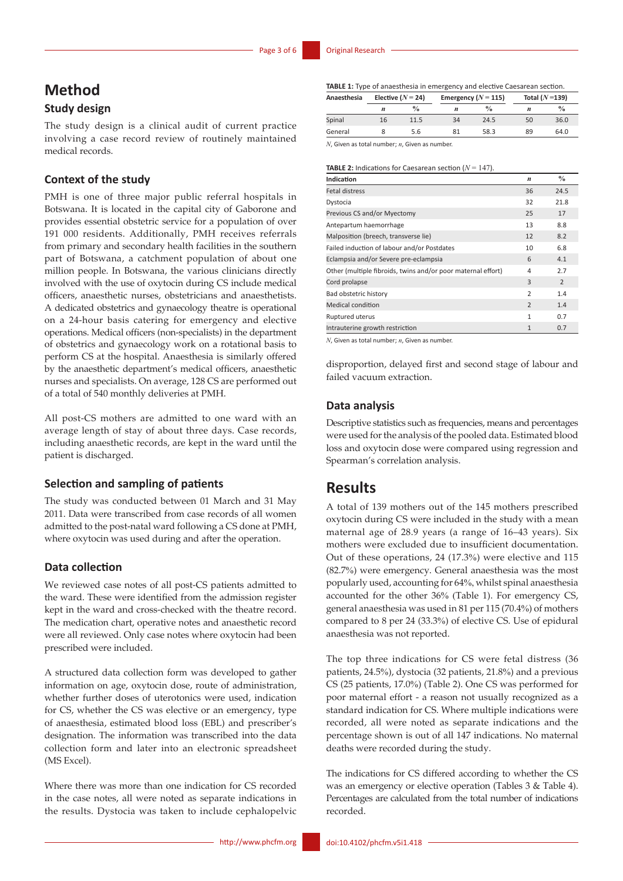# Method

## Study design

The study design is a clinical audit of current practice involving a case record review of routinely maintained medical records.

### Context of the study

PMH is one of three major public referral hospitals in Botswana. It is located in the capital city of Gaborone and provides essential obstetric service for a population of over 191 000 residents. Additionally, PMH receives referrals from primary and secondary health facilities in the southern part of Botswana, a catchment population of about one million people. In Botswana, the various clinicians directly involved with the use of oxytocin during CS include medical officers, anaesthetic nurses, obstetricians and anaesthetists. A dedicated obstetrics and gynaecology theatre is operational on a 24-hour basis catering for emergency and elective operations. Medical officers (non-specialists) in the department of obstetrics and gynaecology work on a rotational basis to perform CS at the hospital. Anaesthesia is similarly offered by the anaesthetic department's medical officers, anaesthetic nurses and specialists. On average, 128 CS are performed out of a total of 540 monthly deliveries at PMH.

All post-CS mothers are admitted to one ward with an average length of stay of about three days. Case records, including anaesthetic records, are kept in the ward until the patient is discharged.

### Selection and sampling of patients

The study was conducted between 01 March and 31 May 2011. Data were transcribed from case records of all women admitted to the post-natal ward following a CS done at PMH, where oxytocin was used during and after the operation.

### Data collection

We reviewed case notes of all post-CS patients admitted to the ward. These were identified from the admission register kept in the ward and cross-checked with the theatre record. The medication chart, operative notes and anaesthetic record were all reviewed. Only case notes where oxytocin had been prescribed were included.

A structured data collection form was developed to gather information on age, oxytocin dose, route of administration, whether further doses of uterotonics were used, indication for CS, whether the CS was elective or an emergency, type of anaesthesia, estimated blood loss (EBL) and prescriber's designation. The information was transcribed into the data collection form and later into an electronic spreadsheet (MS Excel).

Where there was more than one indication for CS recorded in the case notes, all were noted as separate indications in the results. Dystocia was taken to include cephalopelvic disproportion, delayed first and second stage of labour and failed vacuum extraction.

**TABLE 1:** Type of anaesthesia in emergency and elective Caesarean section.

| Anaesthesia | Elective ($N$ = 24) | | Emergency ($N$ = 115) | | Total ($N$ =139) | |
|---|---|---|---|---|---|---|
| | $n$ | % | $n$ | % | $n$ | % |
| Spinal | 16 | 11.5 | 34 | 24.5 | 50 | 36.0 |
| General | 8 | 5.6 | 81 | 58.3 | 89 | 64.0 |

$N$, Given as total number; $n$, Given as number.

**TABLE 2:** Indications for Caesarean section ($N$ = 147).

| Indication | $n$ | % |
|---|---|---|
| Fetal distress | 36 | 24.5 |
| Dystocia | 32 | 21.8 |
| Previous CS and/or Myectomy | 25 | 17 |
| Antepartum haemorrhage | 13 | 8.8 |
| Malposition (breech, transverse lie) | 12 | 8.2 |
| Failed induction of labour and/or Postdates | 10 | 6.8 |
| Eclampsia and/or Severe pre-eclampsia | 6 | 4.1 |
| Other (multiple fibroids, twins and/or poor maternal effort) | 4 | 2.7 |
| Cord prolapse | 3 | 2 |
| Bad obstetric history | 2 | 1.4 |
| Medical condition | 2 | 1.4 |
| Ruptured uterus | 1 | 0.7 |
| Intrauterine growth restriction | 1 | 0.7 |

$N$, Given as total number; $n$, Given as number.

### Data analysis

Descriptive statistics such as frequencies, means and percentages were used for the analysis of the pooled data. Estimated blood loss and oxytocin dose were compared using regression and Spearman's correlation analysis.

# Results

A total of 139 mothers out of the 145 mothers prescribed oxytocin during CS were included in the study with a mean maternal age of 28.9 years (a range of 16–43 years). Six mothers were excluded due to insufficient documentation. Out of these operations, 24 (17.3%) were elective and 115 (82.7%) were emergency. General anaesthesia was the most popularly used, accounting for 64%, whilst spinal anaesthesia accounted for the other 36% (Table 1). For emergency CS, general anaesthesia was used in 81 per 115 (70.4%) of mothers compared to 8 per 24 (33.3%) of elective CS. Use of epidural anaesthesia was not reported.

The top three indications for CS were fetal distress (36 patients, 24.5%), dystocia (32 patients, 21.8%) and a previous CS (25 patients, 17.0%) (Table 2). One CS was performed for poor maternal effort - a reason not usually recognized as a standard indication for CS. Where multiple indications were recorded, all were noted as separate indications and the percentage shown is out of all 147 indications. No maternal deaths were recorded during the study.

The indications for CS differed according to whether the CS was an emergency or elective operation (Tables 3 & Table 4). Percentages are calculated from the total number of indications recorded.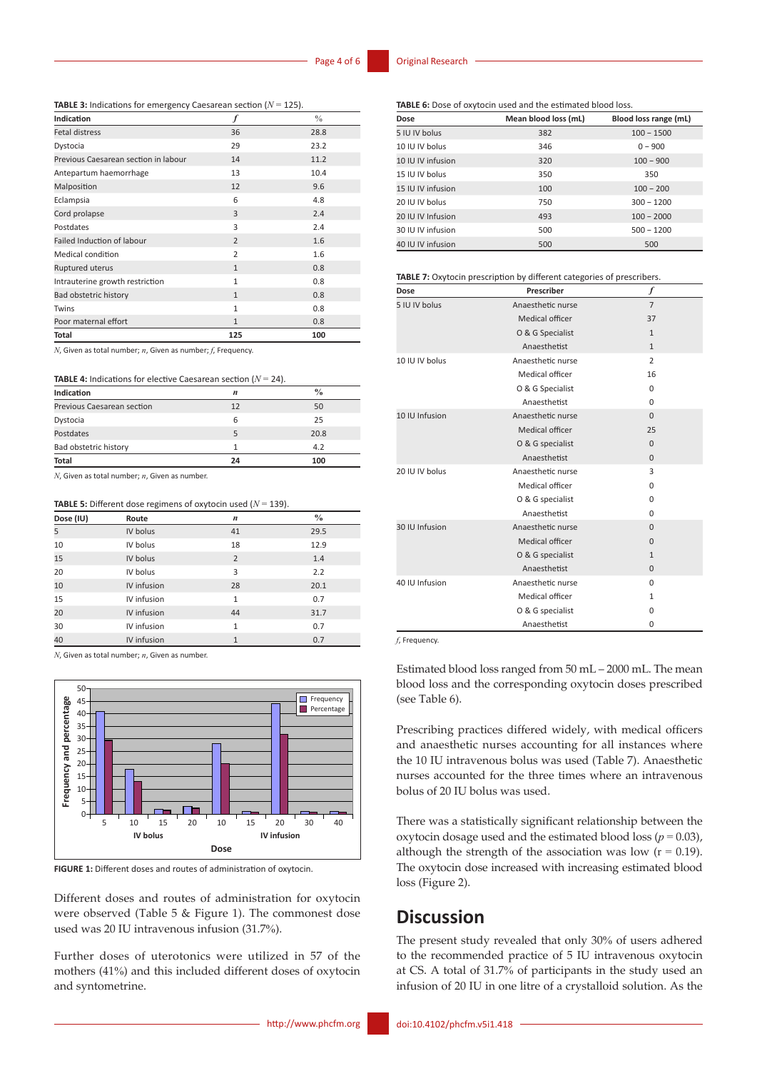**TABLE 3:** Indications for emergency Caesarean section ($N$ = 125).

| Indication | $f$ | % |
|---|---|---|
| Fetal distress | 36 | 28.8 |
| Dystocia | 29 | 23.2 |
| Previous Caesarean section in labour | 14 | 11.2 |
| Antepartum haemorrhage | 13 | 10.4 |
| Malposition | 12 | 9.6 |
| Eclampsia | 6 | 4.8 |
| Cord prolapse | 3 | 2.4 |
| Postdates | 3 | 2.4 |
| Failed Induction of labour | 2 | 1.6 |
| Medical condition | 2 | 1.6 |
| Ruptured uterus | 1 | 0.8 |
| Intrauterine growth restriction | 1 | 0.8 |
| Bad obstetric history | 1 | 0.8 |
| Twins | 1 | 0.8 |
| Poor maternal effort | 1 | 0.8 |
| **Total** | **125** | **100** |

$N$, Given as total number; $n$, Given as number; $f$, Frequency.

**TABLE 4:** Indications for elective Caesarean section ($N$ = 24).

| Indication | $n$ | % |
|---|---|---|
| Previous Caesarean section | 12 | 50 |
| Dystocia | 6 | 25 |
| Postdates | 5 | 20.8 |
| Bad obstetric history | 1 | 4.2 |
| **Total** | **24** | **100** |

$N$, Given as total number; $n$, Given as number.

**TABLE 5:** Different dose regimens of oxytocin used ($N$ = 139).

| Dose (IU) | Route | $n$ | % |
|---|---|---|---|
| 5 | IV bolus | 41 | 29.5 |
| 10 | IV bolus | 18 | 12.9 |
| 15 | IV bolus | 2 | 1.4 |
| 20 | IV bolus | 3 | 2.2 |
| 10 | IV infusion | 28 | 20.1 |
| 15 | IV infusion | 1 | 0.7 |
| 20 | IV infusion | 44 | 31.7 |
| 30 | IV infusion | 1 | 0.7 |
| 40 | IV infusion | 1 | 0.7 |

$N$, Given as total number; $n$, Given as number.

**FIGURE 1:** Different doses and routes of administration of oxytocin.

Different doses and routes of administration for oxytocin were observed (Table 5 & Figure 1). The commonest dose used was 20 IU intravenous infusion (31.7%).

Further doses of uterotonics were utilized in 57 of the mothers (41%) and this included different doses of oxytocin and syntometrine.

**TABLE 6:** Dose of oxytocin used and the estimated blood loss.

| Dose | Mean blood loss (mL) | Blood loss range (mL) |
|---|---|---|
| 5 IU IV bolus | 382 | 100 – 1500 |
| 10 IU IV bolus | 346 | 0 – 900 |
| 10 IU IV infusion | 320 | 100 – 900 |
| 15 IU IV bolus | 350 | 350 |
| 15 IU IV infusion | 100 | 100 – 200 |
| 20 IU IV bolus | 750 | 300 – 1200 |
| 20 IU IV Infusion | 493 | 100 – 2000 |
| 30 IU IV infusion | 500 | 500 – 1200 |
| 40 IU IV infusion | 500 | 500 |

**TABLE 7:** Oxytocin prescription by different categories of prescribers.

| Dose | Prescriber | $f$ |
|---|---|---|
| 5 IU IV bolus | Anaesthetic nurse | 7 |
| | Medical officer | 37 |
| | O & G Specialist | 1 |
| | Anaesthetist | 1 |
| 10 IU IV bolus | Anaesthetic nurse | 2 |
| | Medical officer | 16 |
| | O & G Specialist | 0 |
| | Anaesthetist | 0 |
| 10 IU Infusion | Anaesthetic nurse | 0 |
| | Medical officer | 25 |
| | O & G specialist | 0 |
| | Anaesthetist | 0 |
| 20 IU IV bolus | Anaesthetic nurse | 3 |
| | Medical officer | 0 |
| | O & G specialist | 0 |
| | Anaesthetist | 0 |
| 30 IU Infusion | Anaesthetic nurse | 0 |
| | Medical officer | 0 |
| | O & G specialist | 1 |
| | Anaesthetist | 0 |
| 40 IU Infusion | Anaesthetic nurse | 0 |
| | Medical officer | 1 |
| | O & G specialist | 0 |
| | Anaesthetist | 0 |

$f$, Frequency.

Estimated blood loss ranged from 50 mL – 2000 mL. The mean blood loss and the corresponding oxytocin doses prescribed (see Table 6).

Prescribing practices differed widely, with medical officers and anaesthetic nurses accounting for all instances where the 10 IU intravenous bolus was used (Table 7). Anaesthetic nurses accounted for the three times where an intravenous bolus of 20 IU bolus was used.

There was a statistically significant relationship between the oxytocin dosage used and the estimated blood loss ($p = 0.03$), although the strength of the association was low ($r = 0.19$). The oxytocin dose increased with increasing estimated blood loss (Figure 2).

## Discussion

The present study revealed that only 30% of users adhered to the recommended practice of 5 IU intravenous oxytocin at CS. A total of 31.7% of participants in the study used an infusion of 20 IU in one litre of a crystalloid solution. As the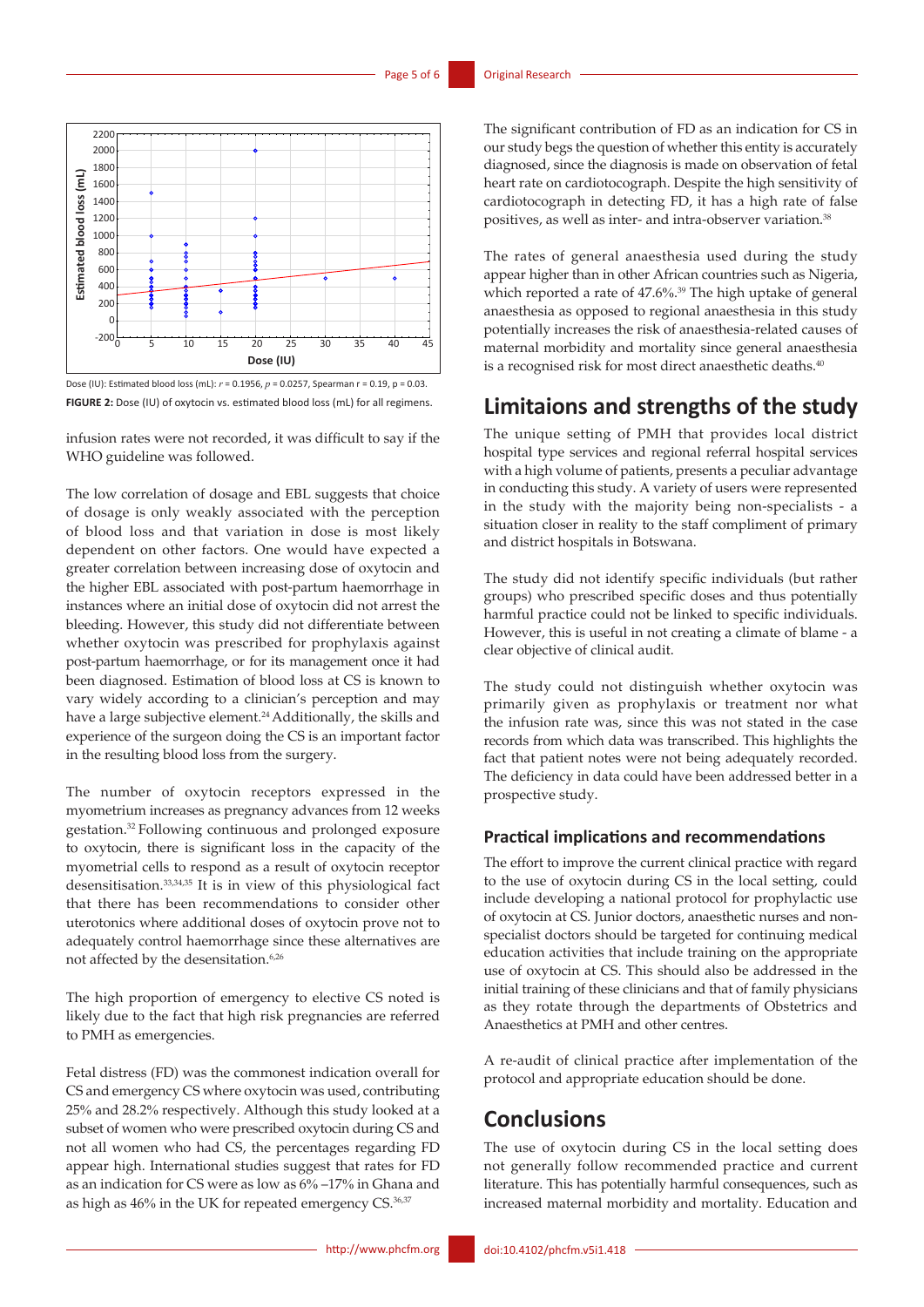Dose (IU): Estimated blood loss (mL): $r = 0.1956$, $p = 0.0257$, Spearman r = 0.19, p = 0.03.

**FIGURE 2:** Dose (IU) of oxytocin vs. estimated blood loss (mL) for all regimens.

infusion rates were not recorded, it was difficult to say if the WHO guideline was followed.

The low correlation of dosage and EBL suggests that choice of dosage is only weakly associated with the perception of blood loss and that variation in dose is most likely dependent on other factors. One would have expected a greater correlation between increasing dose of oxytocin and the higher EBL associated with post-partum haemorrhage in instances where an initial dose of oxytocin did not arrest the bleeding. However, this study did not differentiate between whether oxytocin was prescribed for prophylaxis against post-partum haemorrhage, or for its management once it had been diagnosed. Estimation of blood loss at CS is known to vary widely according to a clinician's perception and may have a large subjective element.[24] Additionally, the skills and experience of the surgeon doing the CS is an important factor in the resulting blood loss from the surgery.

The number of oxytocin receptors expressed in the myometrium increases as pregnancy advances from 12 weeks gestation.[32] Following continuous and prolonged exposure to oxytocin, there is significant loss in the capacity of the myometrial cells to respond as a result of oxytocin receptor desensitisation.[33,34,35] It is in view of this physiological fact that there has been recommendations to consider other uterotonics where additional doses of oxytocin prove not to adequately control haemorrhage since these alternatives are not affected by the desensitation.[6,26]

The high proportion of emergency to elective CS noted is likely due to the fact that high risk pregnancies are referred to PMH as emergencies.

Fetal distress (FD) was the commonest indication overall for CS and emergency CS where oxytocin was used, contributing 25% and 28.2% respectively. Although this study looked at a subset of women who were prescribed oxytocin during CS and not all women who had CS, the percentages regarding FD appear high. International studies suggest that rates for FD as an indication for CS were as low as 6% –17% in Ghana and as high as 46% in the UK for repeated emergency CS.[36,37]

The significant contribution of FD as an indication for CS in our study begs the question of whether this entity is accurately diagnosed, since the diagnosis is made on observation of fetal heart rate on cardiotocograph. Despite the high sensitivity of cardiotocograph in detecting FD, it has a high rate of false positives, as well as inter- and intra-observer variation.[38]

The rates of general anaesthesia used during the study appear higher than in other African countries such as Nigeria, which reported a rate of 47.6%.[39] The high uptake of general anaesthesia as opposed to regional anaesthesia in this study potentially increases the risk of anaesthesia-related causes of maternal morbidity and mortality since general anaesthesia is a recognised risk for most direct anaesthetic deaths.[40]

## Limitaions and strengths of the study

The unique setting of PMH that provides local district hospital type services and regional referral hospital services with a high volume of patients, presents a peculiar advantage in conducting this study. A variety of users were represented in the study with the majority being non-specialists - a situation closer in reality to the staff compliment of primary and district hospitals in Botswana.

The study did not identify specific individuals (but rather groups) who prescribed specific doses and thus potentially harmful practice could not be linked to specific individuals. However, this is useful in not creating a climate of blame - a clear objective of clinical audit.

The study could not distinguish whether oxytocin was primarily given as prophylaxis or treatment nor what the infusion rate was, since this was not stated in the case records from which data was transcribed. This highlights the fact that patient notes were not being adequately recorded. The deficiency in data could have been addressed better in a prospective study.

### Practical implications and recommendations

The effort to improve the current clinical practice with regard to the use of oxytocin during CS in the local setting, could include developing a national protocol for prophylactic use of oxytocin at CS. Junior doctors, anaesthetic nurses and non-specialist doctors should be targeted for continuing medical education activities that include training on the appropriate use of oxytocin at CS. This should also be addressed in the initial training of these clinicians and that of family physicians as they rotate through the departments of Obstetrics and Anaesthetics at PMH and other centres.

A re-audit of clinical practice after implementation of the protocol and appropriate education should be done.

## Conclusions

The use of oxytocin during CS in the local setting does not generally follow recommended practice and current literature. This has potentially harmful consequences, such as increased maternal morbidity and mortality. Education and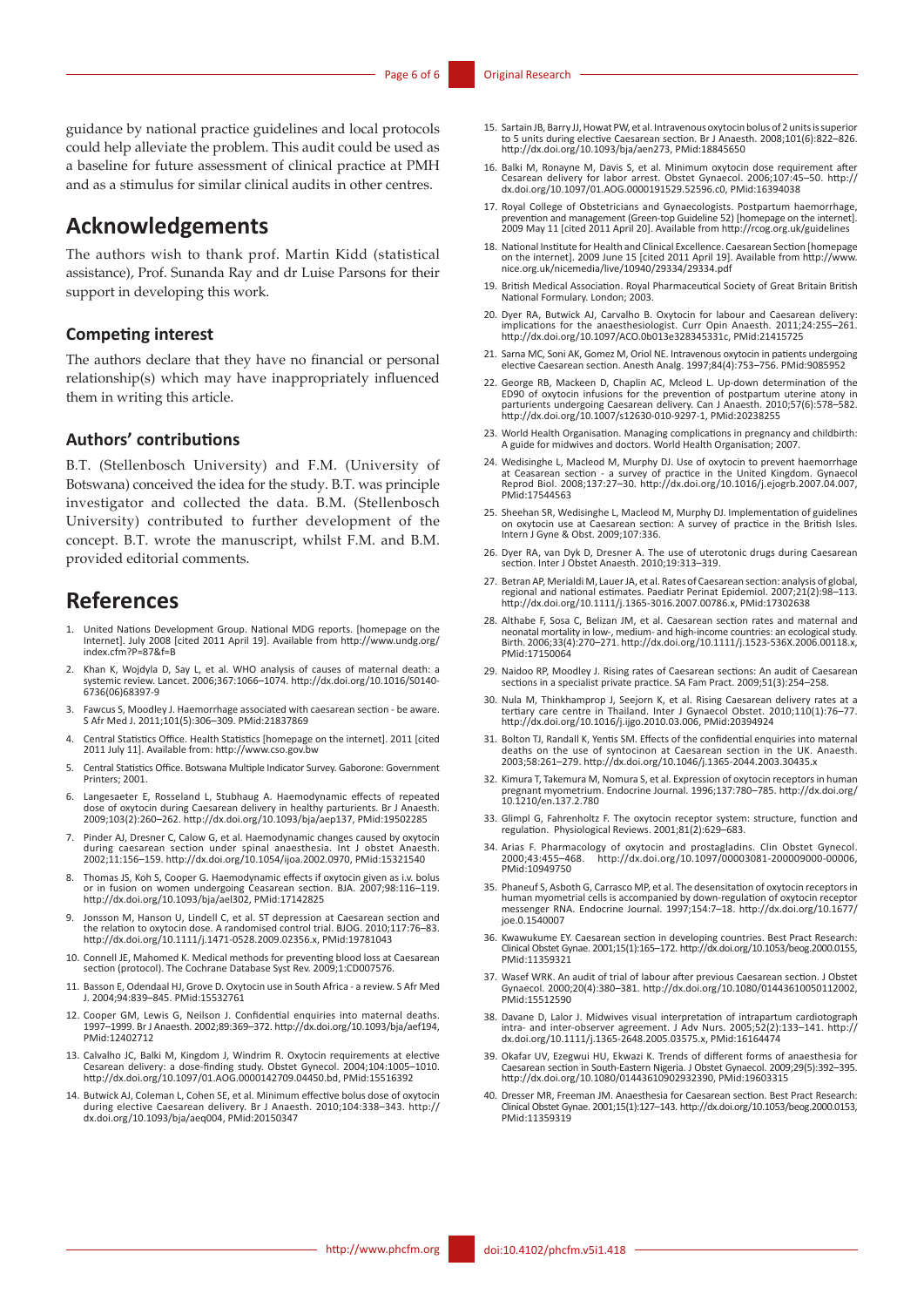guidance by national practice guidelines and local protocols could help alleviate the problem. This audit could be used as a baseline for future assessment of clinical practice at PMH and as a stimulus for similar clinical audits in other centres.

# Acknowledgements

The authors wish to thank prof. Martin Kidd (statistical assistance), Prof. Sunanda Ray and dr Luise Parsons for their support in developing this work.

### Competing interest

The authors declare that they have no financial or personal relationship(s) which may have inappropriately influenced them in writing this article.

### Authors' contributions

B.T. (Stellenbosch University) and F.M. (University of Botswana) conceived the idea for the study. B.T. was principle investigator and collected the data. B.M. (Stellenbosch University) contributed to further development of the concept. B.T. wrote the manuscript, whilst F.M. and B.M. provided editorial comments.

# References

1. United Nations Development Group. National MDG reports. [homepage on the Internet]. July 2008 [cited 2011 April 19]. Available from http://www.undg.org/index.cfm?P=87&f=B
2. Khan K, Wojdyla D, Say L, et al. WHO analysis of causes of maternal death: a systemic review. Lancet. 2006;367:1066–1074. http://dx.doi.org/10.1016/S0140-6736(06)68397-9
3. Fawcus S, Moodley J. Haemorrhage associated with caesarean section - be aware. S Afr Med J. 2011;101(5):306–309. PMid:21837869
4. Central Statistics Office. Health Statistics [homepage on the internet]. 2011 [cited 2011 July 11]. Available from: http://www.cso.gov.bw
5. Central Statistics Office. Botswana Multiple Indicator Survey. Gaborone: Government Printers; 2001.
6. Langesaeter E, Rosseland L, Stubhaug A. Haemodynamic effects of repeated dose of oxytocin during Caesarean delivery in healthy parturients. Br J Anaesth. 2009;103(2):260–262. http://dx.doi.org/10.1093/bja/aep137, PMid:19502285
7. Pinder AJ, Dresner C, Calow G, et al. Haemodynamic changes caused by oxytocin during caesarean section under spinal anaesthesia. Int J obstet Anaesth. 2002;11:156–159. http://dx.doi.org/10.1054/ijoa.2002.0970, PMid:15321540
8. Thomas JS, Koh S, Cooper G. Haemodynamic effects if oxytocin given as i.v. bolus or in fusion on women undergoing Ceasarean section. BJA. 2007;98:116–119. http://dx.doi.org/10.1093/bja/ael302, PMid:17142825
9. Jonsson M, Hanson U, Lindell C, et al. ST depression at Caesarean section and the relation to oxytocin dose. A randomised control trial. BJOG. 2010;117:76–83. http://dx.doi.org/10.1111/j.1471-0528.2009.02356.x, PMid:19781043
10. Connell JE, Mahomed K. Medical methods for preventing blood loss at Caesarean section (protocol). The Cochrane Database Syst Rev. 2009;1:CD007576.
11. Basson E, Odendaal HJ, Grove D. Oxytocin use in South Africa - a review. S Afr Med J. 2004;94:839–845. PMid:15532761
12. Cooper GM, Lewis G, Neilson J. Confidential enquiries into maternal deaths. 1997–1999. Br J Anaesth. 2002;89:369–372. http://dx.doi.org/10.1093/bja/aef194, PMid:12402712
13. Calvalho JC, Balki M, Kingdom J, Windrim R. Oxytocin requirements at elective Cesarean delivery: a dose-finding study. Obstet Gynecol. 2004;104:1005–1010. http://dx.doi.org/10.1097/01.AOG.0000142709.04450.bd, PMid:15516392
14. Butwick AJ, Coleman L, Cohen SE, et al. Minimum effective bolus dose of oxytocin during elective Caesarean delivery. Br J Anaesth. 2010;104:338–343. http://dx.doi.org/10.1093/bja/aeq004, PMid:20150347
15. Sartain JB, Barry JJ, Howat PW, et al. Intravenous oxytocin bolus of 2 units is superior to 5 units during elective Caesarean section. Br J Anaesth. 2008;101(6):822–826. http://dx.doi.org/10.1093/bja/aen273, PMid:18845650
16. Balki M, Ronayne M, Davis S, et al. Minimum oxytocin dose requirement after Cesarean delivery for labor arrest. Obstet Gynaecol. 2006;107:45–50. http://dx.doi.org/10.1097/01.AOG.0000191529.52596.c0, PMid:16394038
17. Royal College of Obstetricians and Gynaecologists. Postpartum haemorrhage, prevention and management (Green-top Guideline 52) [homepage on the internet]. 2009 May 11 [cited 2011 April 20]. Available from http://rcog.org.uk/guidelines
18. National Institute for Health and Clinical Excellence. Caesarean Section [homepage on the internet]. 2009 June 15 [cited 2011 April 19]. Available from http://www.nice.org.uk/nicemedia/live/10940/29334/29334.pdf
19. British Medical Association. Royal Pharmaceutical Society of Great Britain British National Formulary. London; 2003.
20. Dyer RA, Butwick AJ, Carvalho B. Oxytocin for labour and Caesarean delivery: implications for the anaesthesiologist. Curr Opin Anaesth. 2011;24:255–261. http://dx.doi.org/10.1097/ACO.0b013e328345331c, PMid:21415725
21. Sarna MC, Soni AK, Gomez M, Oriol NE. Intravenous oxytocin in patients undergoing elective Caesarean section. Anesth Analg. 1997;84(4):753–756. PMid:9085952
22. George RB, Mackeen D, Chaplin AC, Mcleod L. Up-down determination of the ED90 of oxytocin infusions for the prevention of postpartum uterine atony in parturients undergoing Caesarean delivery. Can J Anaesth. 2010;57(6):578–582. http://dx.doi.org/10.1007/s12630-010-9297-1, PMid:20238255
23. World Health Organisation. Managing complications in pregnancy and childbirth: A guide for midwives and doctors. World Health Organisation; 2007.
24. Wedisinghe L, Macleod M, Murphy DJ. Use of oxytocin to prevent haemorrhage at Ceasarean section - a survey of practice in the United Kingdom. Gynaecol Reprod Biol. 2008;137:27–30. http://dx.doi.org/10.1016/j.ejogrb.2007.04.007, PMid:17544563
25. Sheehan SR, Wedisinghe L, Macleod M, Murphy DJ. Implementation of guidelines on oxytocin use at Caesarean section: A survey of practice in the British Isles. Intern J Gyne & Obst. 2009;107:336.
26. Dyer RA, van Dyk D, Dresner A. The use of uterotonic drugs during Caesarean section. Inter J Obstet Anaesth. 2010;19:313–319.
27. Betran AP, Merialdi M, Lauer JA, et al. Rates of Caesarean section: analysis of global, regional and national estimates. Paediatr Perinat Epidemiol. 2007;21(2):98–113. http://dx.doi.org/10.1111/j.1365-3016.2007.00786.x, PMid:17302638
28. Althabe F, Sosa C, Belizan JM, et al. Caesarean section rates and maternal and neonatal mortality in low-, medium- and high-income countries: an ecological study. Birth. 2006;33(4):270–271. http://dx.doi.org/10.1111/j.1523-536X.2006.00118.x, PMid:17150064
29. Naidoo RP, Moodley J. Rising rates of Caesarean sections: An audit of Caesarean sections in a specialist private practice. SA Fam Pract. 2009;51(3):254–258.
30. Nula M, Thinkhamprop J, Seejorn K, et al. Rising Caesarean delivery rates at a tertiary care centre in Thailand. Inter J Gynaecol Obstet. 2010;110(1):76–77. http://dx.doi.org/10.1016/j.ijgo.2010.03.006, PMid:20394924
31. Bolton TJ, Randall K, Yentis SM. Effects of the confidential enquiries into maternal deaths on the use of syntocinon at Caesarean section in the UK. Anaesth. 2003;58:261–279. http://dx.doi.org/10.1046/j.1365-2044.2003.30435.x
32. Kimura T, Takemura M, Nomura S, et al. Expression of oxytocin receptors in human pregnant myometrium. Endocrine Journal. 1996;137:780–785. http://dx.doi.org/10.1210/en.137.2.780
33. Glimpl G, Fahrenholtz F. The oxytocin receptor system: structure, function and regulation. Physiological Reviews. 2001;81(2):629–683.
34. Arias F. Pharmacology of oxytocin and prostagladins. Clin Obstet Gynecol. 2000;43:455–468. http://dx.doi.org/10.1097/00003081-200009000-00006, PMid:10949750
35. Phaneuf S, Asboth G, Carrasco MP, et al. The desensitation of oxytocin receptors in human myometrial cells is accompanied by down-regulation of oxytocin receptor messenger RNA. Endocrine Journal. 1997;154:7–18. http://dx.doi.org/10.1677/joe.0.1540007
36. Kwawukume EY. Caesarean section in developing countries. Best Pract Research: Clinical Obstet Gynae. 2001;15(1):165–172. http://dx.doi.org/10.1053/beog.2000.0155, PMid:11359321
37. Wasef WRK. An audit of trial of labour after previous Caesarean section. J Obstet Gynaecol. 2000;20(4):380–381. http://dx.doi.org/10.1080/01443610050112002, PMid:15512590
38. Davane D, Lalor J. Midwives visual interpretation of intrapartum cardiotograph intra- and inter-observer agreement. J Adv Nurs. 2005;52(2):133–141. http://dx.doi.org/10.1111/j.1365-2648.2005.03575.x, PMid:16164474
39. Okafar UV, Ezegwui HU, Ekwazi K. Trends of different forms of anaesthesia for Caesarean section in South-Eastern Nigeria. J Obstet Gynaecol. 2009;29(5):392–395. http://dx.doi.org/10.1080/01443610902932390, PMid:19603315
40. Dresser MR, Freeman JM. Anaesthesia for Caesarean section. Best Pract Research: Clinical Obstet Gynae. 2001;15(1):127–143. http://dx.doi.org/10.1053/beog.2000.0153, PMid:11359319